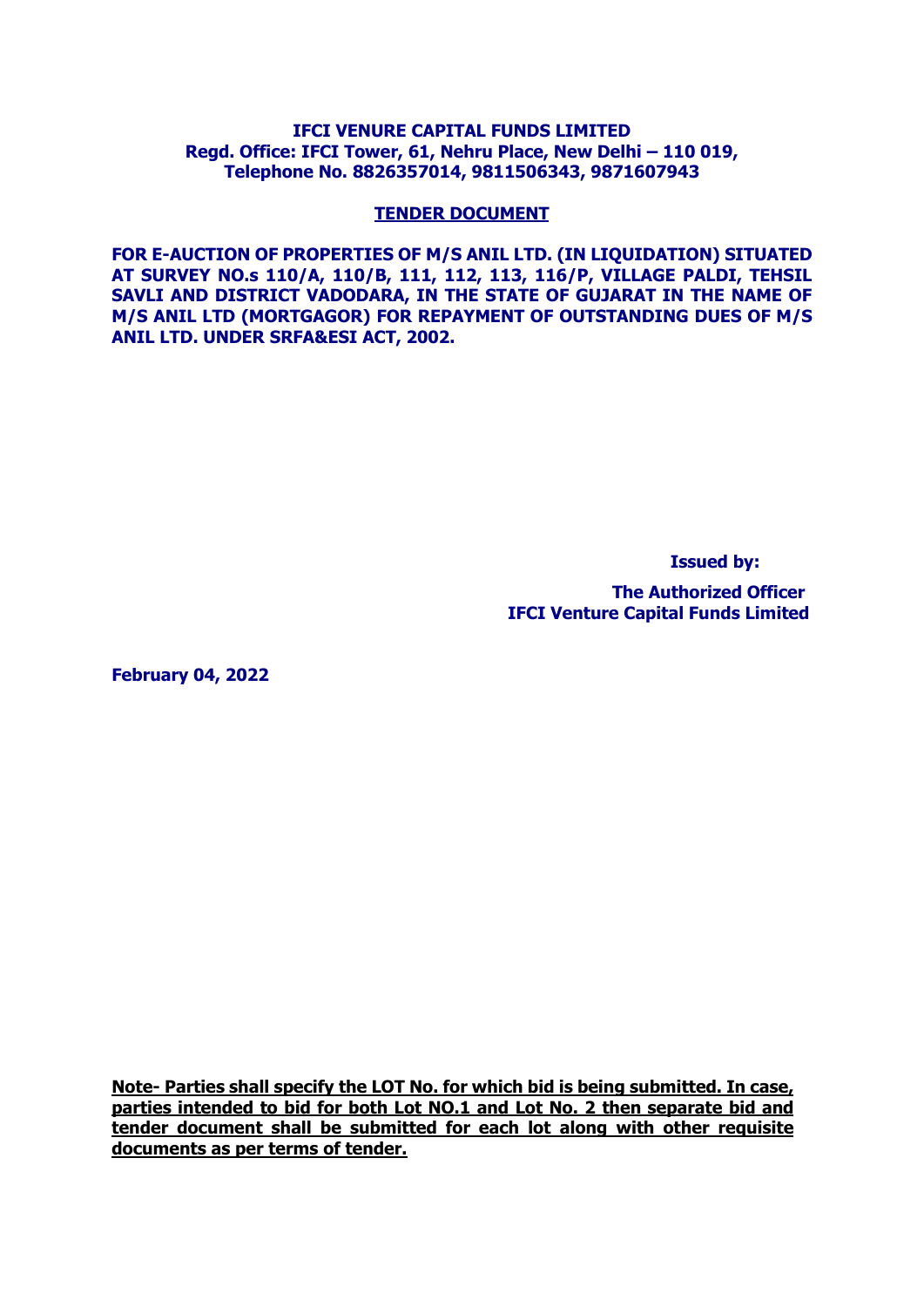**IFCI VENURE CAPITAL FUNDS LIMITED**
**Regd. Office: IFCI Tower, 61, Nehru Place, New Delhi – 110 019,**
**Telephone No. 8826357014, 9811506343, 9871607943**

## TENDER DOCUMENT

**FOR E-AUCTION OF PROPERTIES OF M/S ANIL LTD. (IN LIQUIDATION) SITUATED AT SURVEY NO.s 110/A, 110/B, 111, 112, 113, 116/P, VILLAGE PALDI, TEHSIL SAVLI AND DISTRICT VADODARA, IN THE STATE OF GUJARAT IN THE NAME OF M/S ANIL LTD (MORTGAGOR) FOR REPAYMENT OF OUTSTANDING DUES OF M/S ANIL LTD. UNDER SRFA&ESI ACT, 2002.**

**Issued by:**

**The Authorized Officer**
**IFCI Venture Capital Funds Limited**

**February 04, 2022**

**Note- Parties shall specify the LOT No. for which bid is being submitted. In case, parties intended to bid for both Lot NO.1 and Lot No. 2 then separate bid and tender document shall be submitted for each lot along with other requisite documents as per terms of tender.**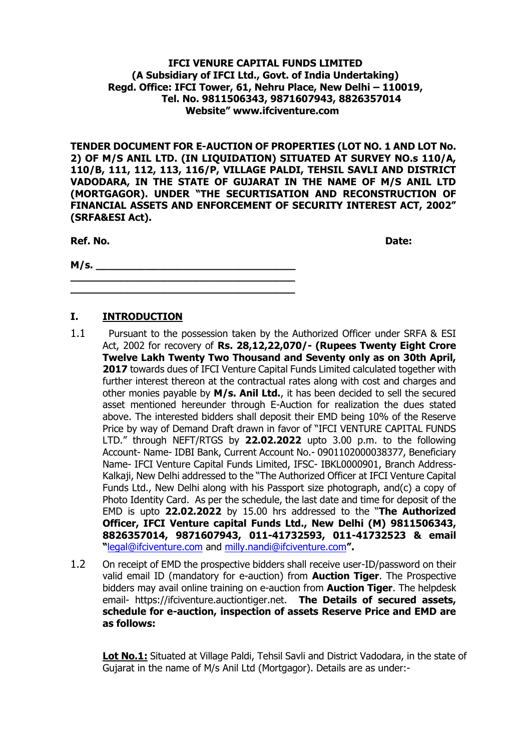**IFCI VENURE CAPITAL FUNDS LIMITED**
**(A Subsidiary of IFCI Ltd., Govt. of India Undertaking)**
**Regd. Office: IFCI Tower, 61, Nehru Place, New Delhi – 110019,**
**Tel. No. 9811506343, 9871607943, 8826357014**
**Website" www.ifciventure.com**

**TENDER DOCUMENT FOR E-AUCTION OF PROPERTIES (LOT NO. 1 AND LOT No. 2) OF M/S ANIL LTD. (IN LIQUIDATION) SITUATED AT SURVEY NO.s 110/A, 110/B, 111, 112, 113, 116/P, VILLAGE PALDI, TEHSIL SAVLI AND DISTRICT VADODARA, IN THE STATE OF GUJARAT IN THE NAME OF M/S ANIL LTD (MORTGAGOR). UNDER "THE SECURTISATION AND RECONSTRUCTION OF FINANCIAL ASSETS AND ENFORCEMENT OF SECURITY INTEREST ACT, 2002" (SRFA&ESI Act).**

**Ref. No.** **Date:**

**M/s. ________________________________**
**________________________________**
**________________________________**

## I. INTRODUCTION

1.1 Pursuant to the possession taken by the Authorized Officer under SRFA & ESI Act, 2002 for recovery of **Rs. 28,12,22,070/- (Rupees Twenty Eight Crore Twelve Lakh Twenty Two Thousand and Seventy only as on 30th April, 2017** towards dues of IFCI Venture Capital Funds Limited calculated together with further interest thereon at the contractual rates along with cost and charges and other monies payable by **M/s. Anil Ltd.**, it has been decided to sell the secured asset mentioned hereunder through E-Auction for realization the dues stated above. The interested bidders shall deposit their EMD being 10% of the Reserve Price by way of Demand Draft drawn in favor of "IFCI VENTURE CAPITAL FUNDS LTD." through NEFT/RTGS by **22.02.2022** upto 3.00 p.m. to the following Account- Name- IDBI Bank, Current Account No.- 0901102000038377, Beneficiary Name- IFCI Venture Capital Funds Limited, IFSC- IBKL0000901, Branch Address- Kalkaji, New Delhi addressed to the "The Authorized Officer at IFCI Venture Capital Funds Ltd., New Delhi along with his Passport size photograph, and(c) a copy of Photo Identity Card. As per the schedule, the last date and time for deposit of the EMD is upto **22.02.2022** by 15.00 hrs addressed to the "**The Authorized Officer, IFCI Venture capital Funds Ltd., New Delhi (M) 9811506343, 8826357014, 9871607943, 011-41732593, 011-41732523 & email "**legal@ifciventure.com and milly.nandi@ifciventure.com**".**

1.2 On receipt of EMD the prospective bidders shall receive user-ID/password on their valid email ID (mandatory for e-auction) from **Auction Tiger**. The Prospective bidders may avail online training on e-auction from **Auction Tiger**. The helpdesk email- https://ifciventure.auctiontiger.net. **The Details of secured assets, schedule for e-auction, inspection of assets Reserve Price and EMD are as follows:**

**Lot No.1:** Situated at Village Paldi, Tehsil Savli and District Vadodara, in the state of Gujarat in the name of M/s Anil Ltd (Mortgagor). Details are as under:-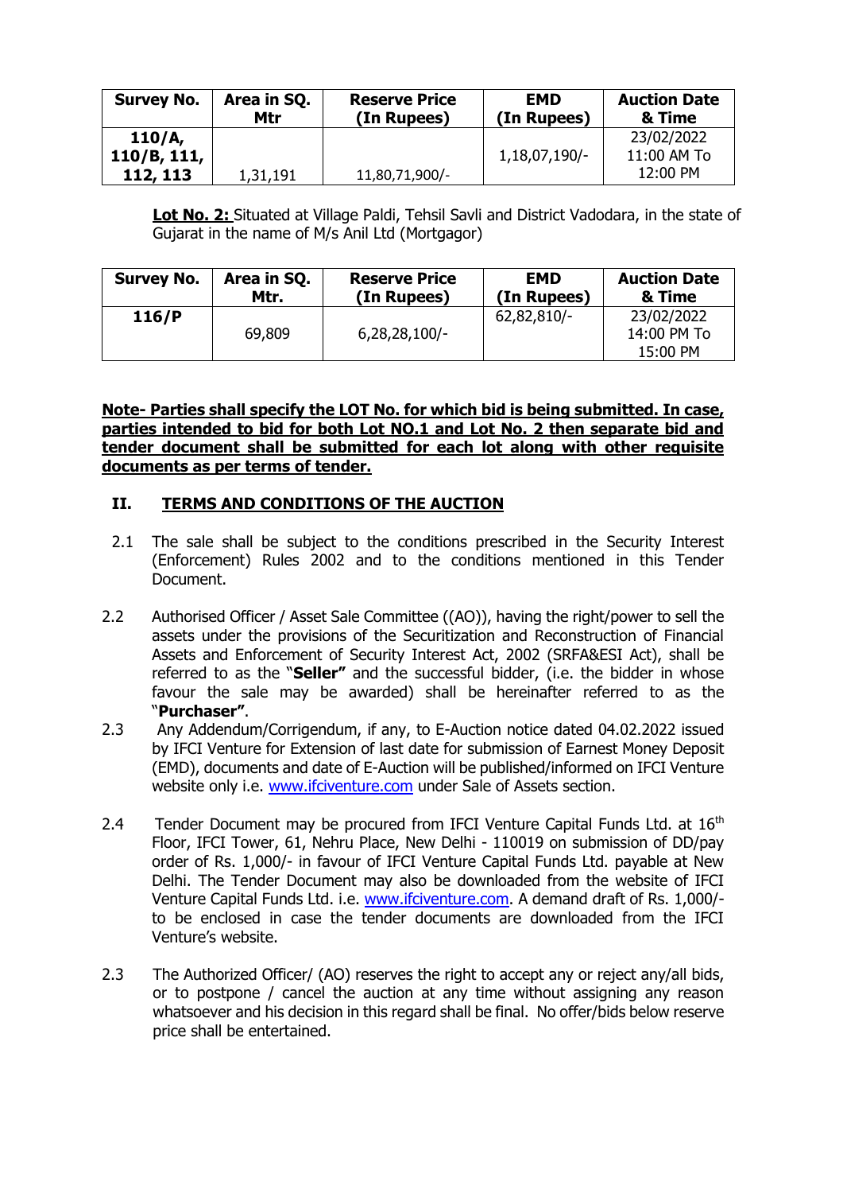| Survey No. | Area in SQ. Mtr | Reserve Price (In Rupees) | EMD (In Rupees) | Auction Date & Time |
|---|---|---|---|---|
| **110/A, 110/B, 111, 112, 113** | 1,31,191 | 11,80,71,900/- | 1,18,07,190/- | 23/02/2022 11:00 AM To 12:00 PM |

**Lot No. 2:** Situated at Village Paldi, Tehsil Savli and District Vadodara, in the state of Gujarat in the name of M/s Anil Ltd (Mortgagor)

| Survey No. | Area in SQ. Mtr. | Reserve Price (In Rupees) | EMD (In Rupees) | Auction Date & Time |
|---|---|---|---|---|
| **116/P** | 69,809 | 6,28,28,100/- | 62,82,810/- | 23/02/2022 14:00 PM To 15:00 PM |

**Note- Parties shall specify the LOT No. for which bid is being submitted. In case, parties intended to bid for both Lot NO.1 and Lot No. 2 then separate bid and tender document shall be submitted for each lot along with other requisite documents as per terms of tender.**

## II. TERMS AND CONDITIONS OF THE AUCTION

2.1 The sale shall be subject to the conditions prescribed in the Security Interest (Enforcement) Rules 2002 and to the conditions mentioned in this Tender Document.

2.2 Authorised Officer / Asset Sale Committee ((AO)), having the right/power to sell the assets under the provisions of the Securitization and Reconstruction of Financial Assets and Enforcement of Security Interest Act, 2002 (SRFA&ESI Act), shall be referred to as the "**Seller"** and the successful bidder, (i.e. the bidder in whose favour the sale may be awarded) shall be hereinafter referred to as the "**Purchaser"**.

2.3 Any Addendum/Corrigendum, if any, to E-Auction notice dated 04.02.2022 issued by IFCI Venture for Extension of last date for submission of Earnest Money Deposit (EMD), documents and date of E-Auction will be published/informed on IFCI Venture website only i.e. www.ifciventure.com under Sale of Assets section.

2.4 Tender Document may be procured from IFCI Venture Capital Funds Ltd. at 16th Floor, IFCI Tower, 61, Nehru Place, New Delhi - 110019 on submission of DD/pay order of Rs. 1,000/- in favour of IFCI Venture Capital Funds Ltd. payable at New Delhi. The Tender Document may also be downloaded from the website of IFCI Venture Capital Funds Ltd. i.e. www.ifciventure.com. A demand draft of Rs. 1,000/- to be enclosed in case the tender documents are downloaded from the IFCI Venture's website.

2.3 The Authorized Officer/ (AO) reserves the right to accept any or reject any/all bids, or to postpone / cancel the auction at any time without assigning any reason whatsoever and his decision in this regard shall be final. No offer/bids below reserve price shall be entertained.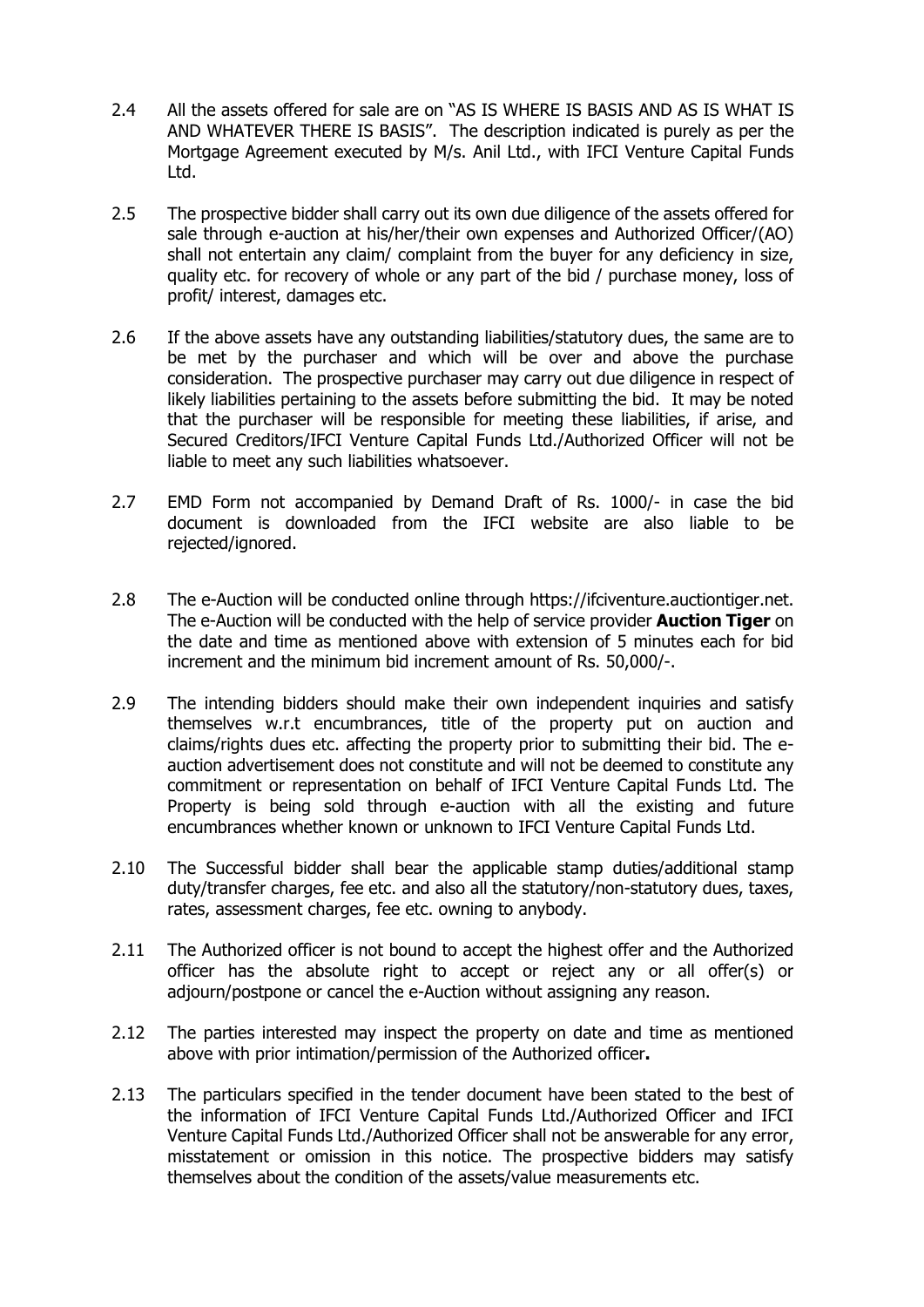2.4 All the assets offered for sale are on "AS IS WHERE IS BASIS AND AS IS WHAT IS AND WHATEVER THERE IS BASIS". The description indicated is purely as per the Mortgage Agreement executed by M/s. Anil Ltd., with IFCI Venture Capital Funds Ltd.

2.5 The prospective bidder shall carry out its own due diligence of the assets offered for sale through e-auction at his/her/their own expenses and Authorized Officer/(AO) shall not entertain any claim/ complaint from the buyer for any deficiency in size, quality etc. for recovery of whole or any part of the bid / purchase money, loss of profit/ interest, damages etc.

2.6 If the above assets have any outstanding liabilities/statutory dues, the same are to be met by the purchaser and which will be over and above the purchase consideration. The prospective purchaser may carry out due diligence in respect of likely liabilities pertaining to the assets before submitting the bid. It may be noted that the purchaser will be responsible for meeting these liabilities, if arise, and Secured Creditors/IFCI Venture Capital Funds Ltd./Authorized Officer will not be liable to meet any such liabilities whatsoever.

2.7 EMD Form not accompanied by Demand Draft of Rs. 1000/- in case the bid document is downloaded from the IFCI website are also liable to be rejected/ignored.

2.8 The e-Auction will be conducted online through https://ifciventure.auctiontiger.net. The e-Auction will be conducted with the help of service provider **Auction Tiger** on the date and time as mentioned above with extension of 5 minutes each for bid increment and the minimum bid increment amount of Rs. 50,000/-.

2.9 The intending bidders should make their own independent inquiries and satisfy themselves w.r.t encumbrances, title of the property put on auction and claims/rights dues etc. affecting the property prior to submitting their bid. The e-auction advertisement does not constitute and will not be deemed to constitute any commitment or representation on behalf of IFCI Venture Capital Funds Ltd. The Property is being sold through e-auction with all the existing and future encumbrances whether known or unknown to IFCI Venture Capital Funds Ltd.

2.10 The Successful bidder shall bear the applicable stamp duties/additional stamp duty/transfer charges, fee etc. and also all the statutory/non-statutory dues, taxes, rates, assessment charges, fee etc. owning to anybody.

2.11 The Authorized officer is not bound to accept the highest offer and the Authorized officer has the absolute right to accept or reject any or all offer(s) or adjourn/postpone or cancel the e-Auction without assigning any reason.

2.12 The parties interested may inspect the property on date and time as mentioned above with prior intimation/permission of the Authorized officer**.**

2.13 The particulars specified in the tender document have been stated to the best of the information of IFCI Venture Capital Funds Ltd./Authorized Officer and IFCI Venture Capital Funds Ltd./Authorized Officer shall not be answerable for any error, misstatement or omission in this notice. The prospective bidders may satisfy themselves about the condition of the assets/value measurements etc.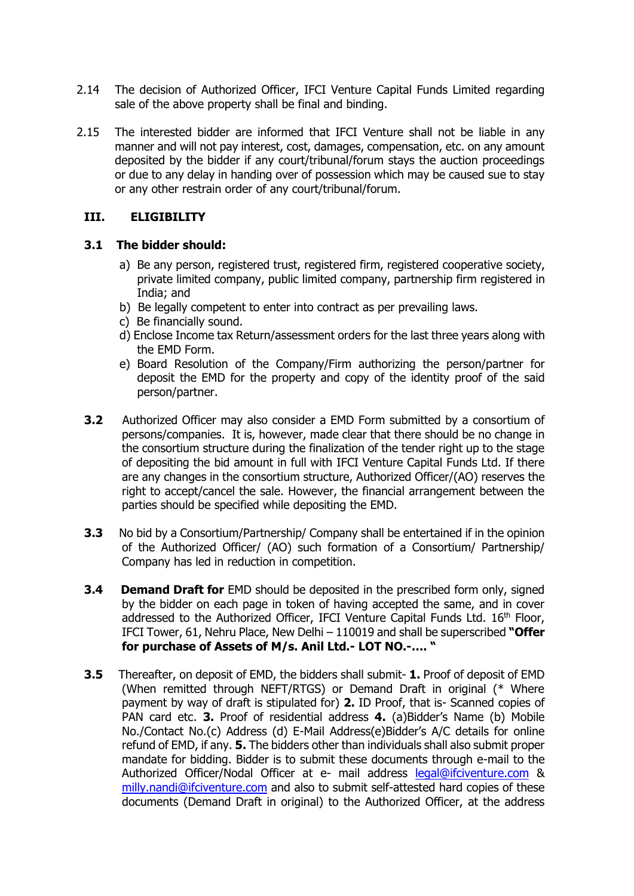2.14 The decision of Authorized Officer, IFCI Venture Capital Funds Limited regarding sale of the above property shall be final and binding.

2.15 The interested bidder are informed that IFCI Venture shall not be liable in any manner and will not pay interest, cost, damages, compensation, etc. on any amount deposited by the bidder if any court/tribunal/forum stays the auction proceedings or due to any delay in handing over of possession which may be caused sue to stay or any other restrain order of any court/tribunal/forum.

## III. ELIGIBILITY

**3.1 The bidder should:**

a) Be any person, registered trust, registered firm, registered cooperative society, private limited company, public limited company, partnership firm registered in India; and
b) Be legally competent to enter into contract as per prevailing laws.
c) Be financially sound.
d) Enclose Income tax Return/assessment orders for the last three years along with the EMD Form.
e) Board Resolution of the Company/Firm authorizing the person/partner for deposit the EMD for the property and copy of the identity proof of the said person/partner.

**3.2** Authorized Officer may also consider a EMD Form submitted by a consortium of persons/companies. It is, however, made clear that there should be no change in the consortium structure during the finalization of the tender right up to the stage of depositing the bid amount in full with IFCI Venture Capital Funds Ltd. If there are any changes in the consortium structure, Authorized Officer/(AO) reserves the right to accept/cancel the sale. However, the financial arrangement between the parties should be specified while depositing the EMD.

**3.3** No bid by a Consortium/Partnership/ Company shall be entertained if in the opinion of the Authorized Officer/ (AO) such formation of a Consortium/ Partnership/ Company has led in reduction in competition.

**3.4** **Demand Draft for** EMD should be deposited in the prescribed form only, signed by the bidder on each page in token of having accepted the same, and in cover addressed to the Authorized Officer, IFCI Venture Capital Funds Ltd. 16th Floor, IFCI Tower, 61, Nehru Place, New Delhi – 110019 and shall be superscribed **"Offer for purchase of Assets of M/s. Anil Ltd.- LOT NO.-…. "**

**3.5** Thereafter, on deposit of EMD, the bidders shall submit- **1.** Proof of deposit of EMD (When remitted through NEFT/RTGS) or Demand Draft in original (* Where payment by way of draft is stipulated for) **2.** ID Proof, that is- Scanned copies of PAN card etc. **3.** Proof of residential address **4.** (a)Bidder's Name (b) Mobile No./Contact No.(c) Address (d) E-Mail Address(e)Bidder's A/C details for online refund of EMD, if any. **5.** The bidders other than individuals shall also submit proper mandate for bidding. Bidder is to submit these documents through e-mail to the Authorized Officer/Nodal Officer at e- mail address legal@ifciventure.com & milly.nandi@ifciventure.com and also to submit self-attested hard copies of these documents (Demand Draft in original) to the Authorized Officer, at the address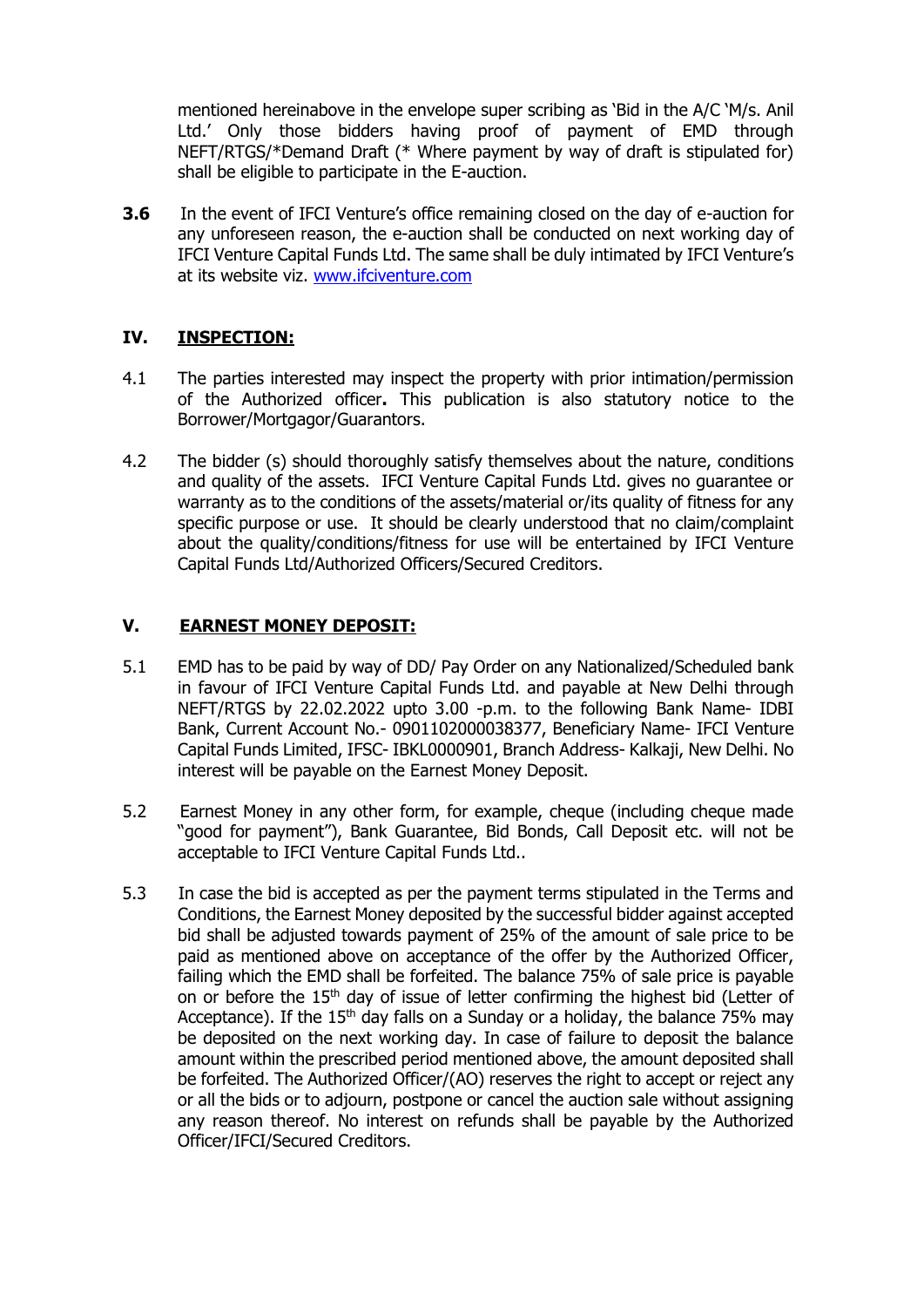mentioned hereinabove in the envelope super scribing as 'Bid in the A/C 'M/s. Anil Ltd.' Only those bidders having proof of payment of EMD through NEFT/RTGS/*Demand Draft (* Where payment by way of draft is stipulated for) shall be eligible to participate in the E-auction.

**3.6** In the event of IFCI Venture's office remaining closed on the day of e-auction for any unforeseen reason, the e-auction shall be conducted on next working day of IFCI Venture Capital Funds Ltd. The same shall be duly intimated by IFCI Venture's at its website viz. www.ifciventure.com

## IV. INSPECTION:

4.1 The parties interested may inspect the property with prior intimation/permission of the Authorized officer**.** This publication is also statutory notice to the Borrower/Mortgagor/Guarantors.

4.2 The bidder (s) should thoroughly satisfy themselves about the nature, conditions and quality of the assets. IFCI Venture Capital Funds Ltd. gives no guarantee or warranty as to the conditions of the assets/material or/its quality of fitness for any specific purpose or use. It should be clearly understood that no claim/complaint about the quality/conditions/fitness for use will be entertained by IFCI Venture Capital Funds Ltd/Authorized Officers/Secured Creditors.

## V. EARNEST MONEY DEPOSIT:

5.1 EMD has to be paid by way of DD/ Pay Order on any Nationalized/Scheduled bank in favour of IFCI Venture Capital Funds Ltd. and payable at New Delhi through NEFT/RTGS by 22.02.2022 upto 3.00 -p.m. to the following Bank Name- IDBI Bank, Current Account No.- 0901102000038377, Beneficiary Name- IFCI Venture Capital Funds Limited, IFSC- IBKL0000901, Branch Address- Kalkaji, New Delhi. No interest will be payable on the Earnest Money Deposit.

5.2 Earnest Money in any other form, for example, cheque (including cheque made "good for payment"), Bank Guarantee, Bid Bonds, Call Deposit etc. will not be acceptable to IFCI Venture Capital Funds Ltd..

5.3 In case the bid is accepted as per the payment terms stipulated in the Terms and Conditions, the Earnest Money deposited by the successful bidder against accepted bid shall be adjusted towards payment of 25% of the amount of sale price to be paid as mentioned above on acceptance of the offer by the Authorized Officer, failing which the EMD shall be forfeited. The balance 75% of sale price is payable on or before the 15th day of issue of letter confirming the highest bid (Letter of Acceptance). If the 15th day falls on a Sunday or a holiday, the balance 75% may be deposited on the next working day. In case of failure to deposit the balance amount within the prescribed period mentioned above, the amount deposited shall be forfeited. The Authorized Officer/(AO) reserves the right to accept or reject any or all the bids or to adjourn, postpone or cancel the auction sale without assigning any reason thereof. No interest on refunds shall be payable by the Authorized Officer/IFCI/Secured Creditors.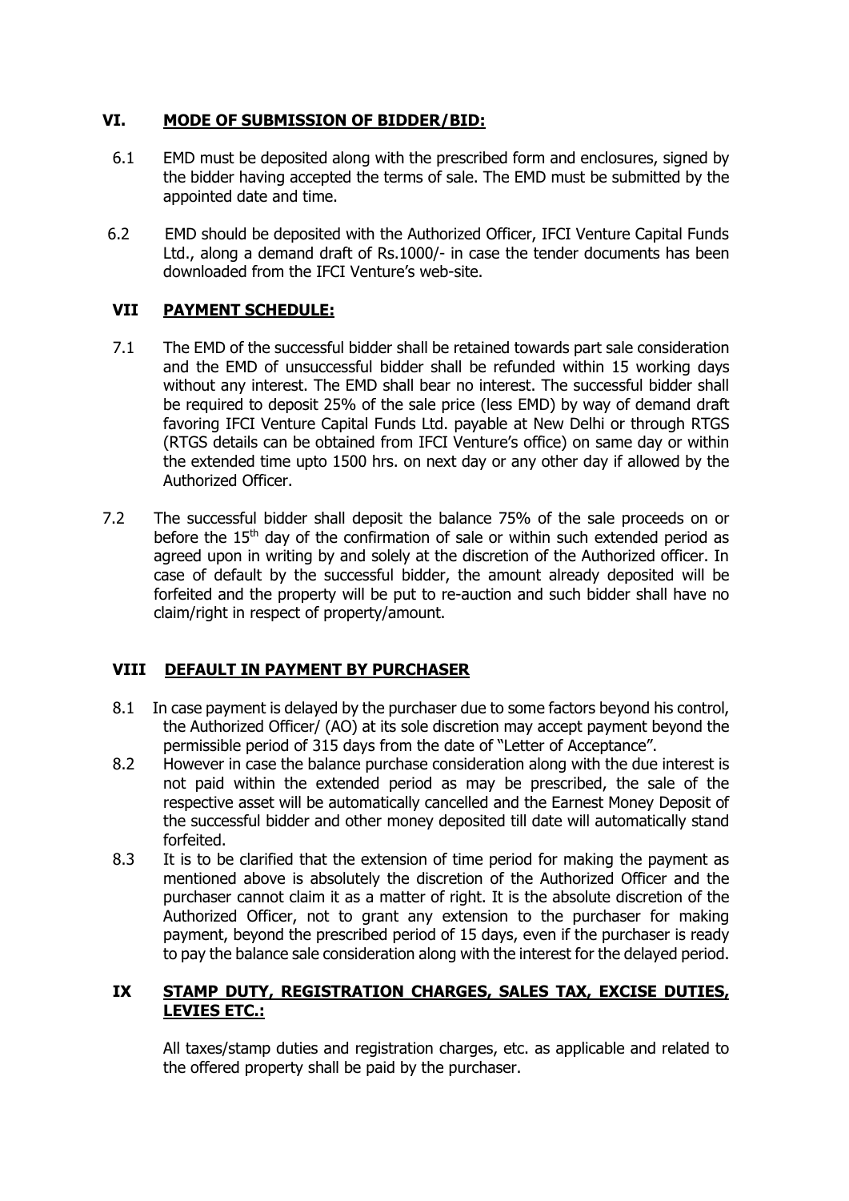## VI. MODE OF SUBMISSION OF BIDDER/BID:

6.1 EMD must be deposited along with the prescribed form and enclosures, signed by the bidder having accepted the terms of sale. The EMD must be submitted by the appointed date and time.

6.2 EMD should be deposited with the Authorized Officer, IFCI Venture Capital Funds Ltd., along a demand draft of Rs.1000/- in case the tender documents has been downloaded from the IFCI Venture's web-site.

## VII PAYMENT SCHEDULE:

7.1 The EMD of the successful bidder shall be retained towards part sale consideration and the EMD of unsuccessful bidder shall be refunded within 15 working days without any interest. The EMD shall bear no interest. The successful bidder shall be required to deposit 25% of the sale price (less EMD) by way of demand draft favoring IFCI Venture Capital Funds Ltd. payable at New Delhi or through RTGS (RTGS details can be obtained from IFCI Venture's office) on same day or within the extended time upto 1500 hrs. on next day or any other day if allowed by the Authorized Officer.

7.2 The successful bidder shall deposit the balance 75% of the sale proceeds on or before the 15th day of the confirmation of sale or within such extended period as agreed upon in writing by and solely at the discretion of the Authorized officer. In case of default by the successful bidder, the amount already deposited will be forfeited and the property will be put to re-auction and such bidder shall have no claim/right in respect of property/amount.

## VIII DEFAULT IN PAYMENT BY PURCHASER

8.1 In case payment is delayed by the purchaser due to some factors beyond his control, the Authorized Officer/ (AO) at its sole discretion may accept payment beyond the permissible period of 315 days from the date of "Letter of Acceptance".

8.2 However in case the balance purchase consideration along with the due interest is not paid within the extended period as may be prescribed, the sale of the respective asset will be automatically cancelled and the Earnest Money Deposit of the successful bidder and other money deposited till date will automatically stand forfeited.

8.3 It is to be clarified that the extension of time period for making the payment as mentioned above is absolutely the discretion of the Authorized Officer and the purchaser cannot claim it as a matter of right. It is the absolute discretion of the Authorized Officer, not to grant any extension to the purchaser for making payment, beyond the prescribed period of 15 days, even if the purchaser is ready to pay the balance sale consideration along with the interest for the delayed period.

## IX STAMP DUTY, REGISTRATION CHARGES, SALES TAX, EXCISE DUTIES, LEVIES ETC.:

All taxes/stamp duties and registration charges, etc. as applicable and related to the offered property shall be paid by the purchaser.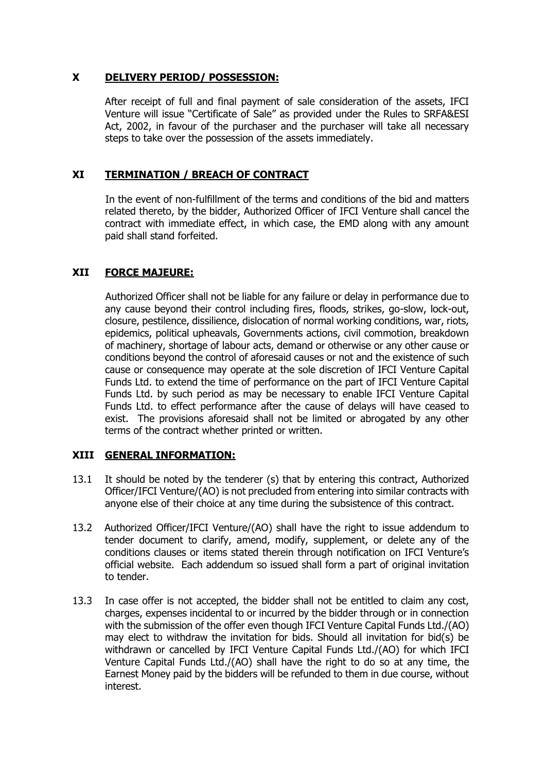## X DELIVERY PERIOD/ POSSESSION:

After receipt of full and final payment of sale consideration of the assets, IFCI Venture will issue "Certificate of Sale" as provided under the Rules to SRFA&ESI Act, 2002, in favour of the purchaser and the purchaser will take all necessary steps to take over the possession of the assets immediately.

## XI TERMINATION / BREACH OF CONTRACT

In the event of non-fulfillment of the terms and conditions of the bid and matters related thereto, by the bidder, Authorized Officer of IFCI Venture shall cancel the contract with immediate effect, in which case, the EMD along with any amount paid shall stand forfeited.

## XII FORCE MAJEURE:

Authorized Officer shall not be liable for any failure or delay in performance due to any cause beyond their control including fires, floods, strikes, go-slow, lock-out, closure, pestilence, dissilience, dislocation of normal working conditions, war, riots, epidemics, political upheavals, Governments actions, civil commotion, breakdown of machinery, shortage of labour acts, demand or otherwise or any other cause or conditions beyond the control of aforesaid causes or not and the existence of such cause or consequence may operate at the sole discretion of IFCI Venture Capital Funds Ltd. to extend the time of performance on the part of IFCI Venture Capital Funds Ltd. by such period as may be necessary to enable IFCI Venture Capital Funds Ltd. to effect performance after the cause of delays will have ceased to exist. The provisions aforesaid shall not be limited or abrogated by any other terms of the contract whether printed or written.

## XIII GENERAL INFORMATION:

13.1 It should be noted by the tenderer (s) that by entering this contract, Authorized Officer/IFCI Venture/(AO) is not precluded from entering into similar contracts with anyone else of their choice at any time during the subsistence of this contract.

13.2 Authorized Officer/IFCI Venture/(AO) shall have the right to issue addendum to tender document to clarify, amend, modify, supplement, or delete any of the conditions clauses or items stated therein through notification on IFCI Venture's official website. Each addendum so issued shall form a part of original invitation to tender.

13.3 In case offer is not accepted, the bidder shall not be entitled to claim any cost, charges, expenses incidental to or incurred by the bidder through or in connection with the submission of the offer even though IFCI Venture Capital Funds Ltd./(AO) may elect to withdraw the invitation for bids. Should all invitation for bid(s) be withdrawn or cancelled by IFCI Venture Capital Funds Ltd./(AO) for which IFCI Venture Capital Funds Ltd./(AO) shall have the right to do so at any time, the Earnest Money paid by the bidders will be refunded to them in due course, without interest.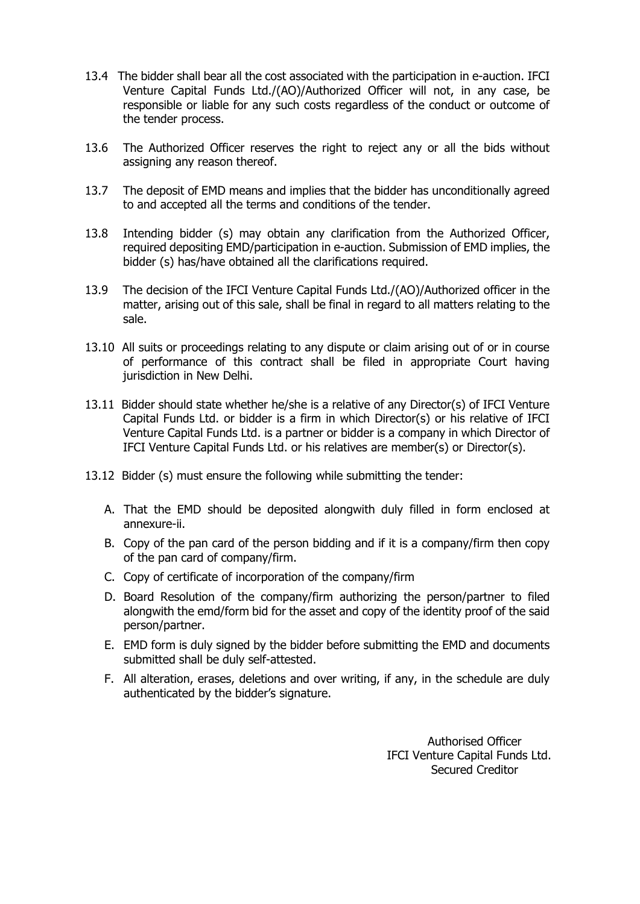13.4 The bidder shall bear all the cost associated with the participation in e-auction. IFCI Venture Capital Funds Ltd./(AO)/Authorized Officer will not, in any case, be responsible or liable for any such costs regardless of the conduct or outcome of the tender process.

13.6 The Authorized Officer reserves the right to reject any or all the bids without assigning any reason thereof.

13.7 The deposit of EMD means and implies that the bidder has unconditionally agreed to and accepted all the terms and conditions of the tender.

13.8 Intending bidder (s) may obtain any clarification from the Authorized Officer, required depositing EMD/participation in e-auction. Submission of EMD implies, the bidder (s) has/have obtained all the clarifications required.

13.9 The decision of the IFCI Venture Capital Funds Ltd./(AO)/Authorized officer in the matter, arising out of this sale, shall be final in regard to all matters relating to the sale.

13.10 All suits or proceedings relating to any dispute or claim arising out of or in course of performance of this contract shall be filed in appropriate Court having jurisdiction in New Delhi.

13.11 Bidder should state whether he/she is a relative of any Director(s) of IFCI Venture Capital Funds Ltd. or bidder is a firm in which Director(s) or his relative of IFCI Venture Capital Funds Ltd. is a partner or bidder is a company in which Director of IFCI Venture Capital Funds Ltd. or his relatives are member(s) or Director(s).

13.12 Bidder (s) must ensure the following while submitting the tender:

A. That the EMD should be deposited alongwith duly filled in form enclosed at annexure-ii.

B. Copy of the pan card of the person bidding and if it is a company/firm then copy of the pan card of company/firm.

C. Copy of certificate of incorporation of the company/firm

D. Board Resolution of the company/firm authorizing the person/partner to filed alongwith the emd/form bid for the asset and copy of the identity proof of the said person/partner.

E. EMD form is duly signed by the bidder before submitting the EMD and documents submitted shall be duly self-attested.

F. All alteration, erases, deletions and over writing, if any, in the schedule are duly authenticated by the bidder's signature.

Authorised Officer
IFCI Venture Capital Funds Ltd.
Secured Creditor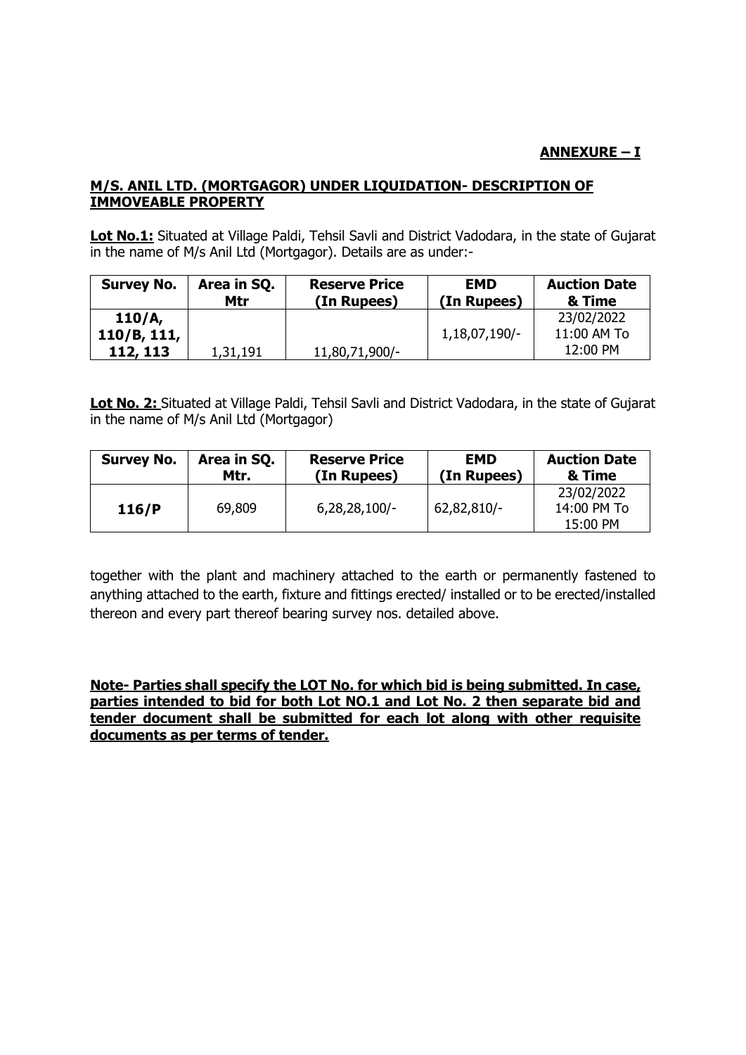**ANNEXURE – I**

**M/S. ANIL LTD. (MORTGAGOR) UNDER LIQUIDATION- DESCRIPTION OF IMMOVEABLE PROPERTY**

**Lot No.1:** Situated at Village Paldi, Tehsil Savli and District Vadodara, in the state of Gujarat in the name of M/s Anil Ltd (Mortgagor). Details are as under:-

| Survey No. | Area in SQ. Mtr | Reserve Price (In Rupees) | EMD (In Rupees) | Auction Date & Time |
|---|---|---|---|---|
| **110/A, 110/B, 111, 112, 113** | 1,31,191 | 11,80,71,900/- | 1,18,07,190/- | 23/02/2022 11:00 AM To 12:00 PM |

**Lot No. 2:** Situated at Village Paldi, Tehsil Savli and District Vadodara, in the state of Gujarat in the name of M/s Anil Ltd (Mortgagor)

| Survey No. | Area in SQ. Mtr. | Reserve Price (In Rupees) | EMD (In Rupees) | Auction Date & Time |
|---|---|---|---|---|
| **116/P** | 69,809 | 6,28,28,100/- | 62,82,810/- | 23/02/2022 14:00 PM To 15:00 PM |

together with the plant and machinery attached to the earth or permanently fastened to anything attached to the earth, fixture and fittings erected/ installed or to be erected/installed thereon and every part thereof bearing survey nos. detailed above.

**Note- Parties shall specify the LOT No. for which bid is being submitted. In case, parties intended to bid for both Lot NO.1 and Lot No. 2 then separate bid and tender document shall be submitted for each lot along with other requisite documents as per terms of tender.**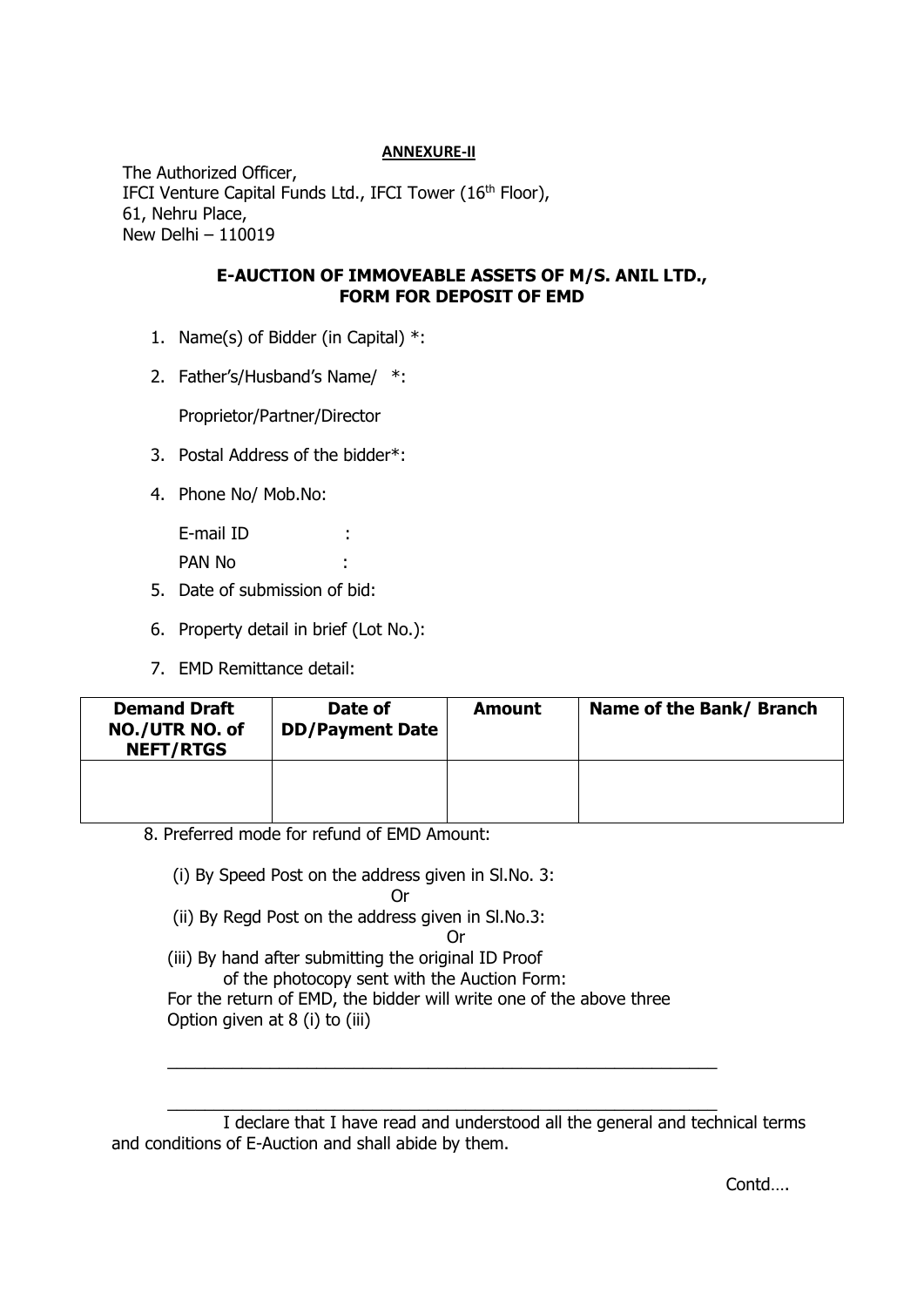**ANNEXURE-II**

The Authorized Officer,
IFCI Venture Capital Funds Ltd., IFCI Tower (16th Floor),
61, Nehru Place,
New Delhi – 110019

**E-AUCTION OF IMMOVEABLE ASSETS OF M/S. ANIL LTD.,**
**FORM FOR DEPOSIT OF EMD**

1. Name(s) of Bidder (in Capital) *:
2. Father's/Husband's Name/ *:

   Proprietor/Partner/Director
3. Postal Address of the bidder*:
4. Phone No/ Mob.No:

   E-mail ID :

   PAN No :
5. Date of submission of bid:
6. Property detail in brief (Lot No.):
7. EMD Remittance detail:

| Demand Draft NO./UTR NO. of NEFT/RTGS | Date of DD/Payment Date | Amount | Name of the Bank/ Branch |
|---|---|---|---|
| | | | |

8. Preferred mode for refund of EMD Amount:

   (i) By Speed Post on the address given in Sl.No. 3:

   Or

   (ii) By Regd Post on the address given in Sl.No.3:

   Or

   (iii) By hand after submitting the original ID Proof of the photocopy sent with the Auction Form:

   For the return of EMD, the bidder will write one of the above three Option given at 8 (i) to (iii)

   ______________________________________________________________

   ______________________________________________________________

I declare that I have read and understood all the general and technical terms and conditions of E-Auction and shall abide by them.

Contd….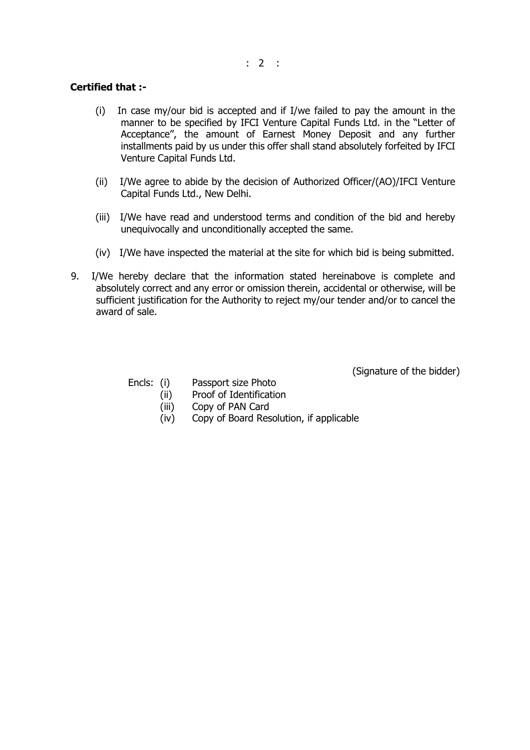**Certified that :-**

(i) In case my/our bid is accepted and if I/we failed to pay the amount in the manner to be specified by IFCI Venture Capital Funds Ltd. in the "Letter of Acceptance", the amount of Earnest Money Deposit and any further installments paid by us under this offer shall stand absolutely forfeited by IFCI Venture Capital Funds Ltd.

(ii) I/We agree to abide by the decision of Authorized Officer/(AO)/IFCI Venture Capital Funds Ltd., New Delhi.

(iii) I/We have read and understood terms and condition of the bid and hereby unequivocally and unconditionally accepted the same.

(iv) I/We have inspected the material at the site for which bid is being submitted.

9. I/We hereby declare that the information stated hereinabove is complete and absolutely correct and any error or omission therein, accidental or otherwise, will be sufficient justification for the Authority to reject my/our tender and/or to cancel the award of sale.

(Signature of the bidder)

Encls: (i) Passport size Photo
(ii) Proof of Identification
(iii) Copy of PAN Card
(iv) Copy of Board Resolution, if applicable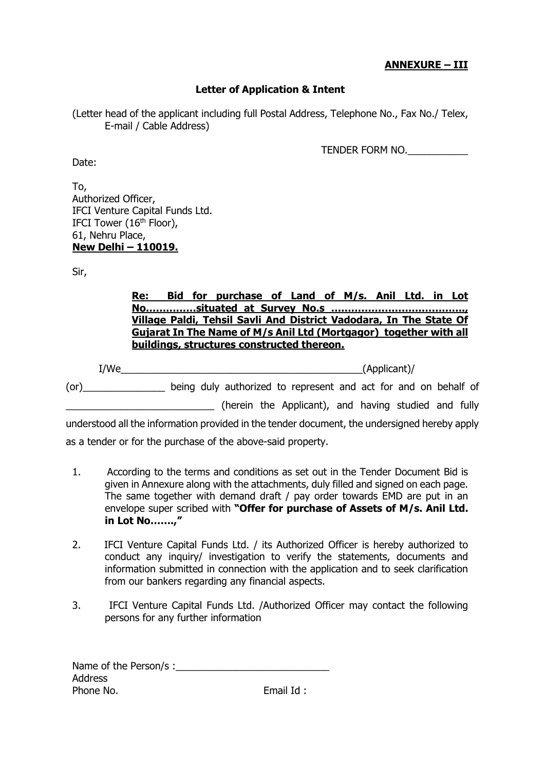**ANNEXURE – III**

**Letter of Application & Intent**

(Letter head of the applicant including full Postal Address, Telephone No., Fax No./ Telex, E-mail / Cable Address)

TENDER FORM NO.___________

Date:

To,
Authorized Officer,
IFCI Venture Capital Funds Ltd.
IFCI Tower (16th Floor),
61, Nehru Place,
**New Delhi – 110019.**

Sir,

**Re: Bid for purchase of Land of M/s. Anil Ltd. in Lot No……………situated at Survey No.s ………………………………….., Village Paldi, Tehsil Savli And District Vadodara, In The State Of Gujarat In The Name of M/s Anil Ltd (Mortgagor) together with all buildings, structures constructed thereon.**

I/We____________________________________________(Applicant)/ (or)_______________ being duly authorized to represent and act for and on behalf of ___________________________ (herein the Applicant), and having studied and fully understood all the information provided in the tender document, the undersigned hereby apply as a tender or for the purchase of the above-said property.

1. According to the terms and conditions as set out in the Tender Document Bid is given in Annexure along with the attachments, duly filled and signed on each page. The same together with demand draft / pay order towards EMD are put in an envelope super scribed with **"Offer for purchase of Assets of M/s. Anil Ltd. in Lot No…….,"**

2. IFCI Venture Capital Funds Ltd. / its Authorized Officer is hereby authorized to conduct any inquiry/ investigation to verify the statements, documents and information submitted in connection with the application and to seek clarification from our bankers regarding any financial aspects.

3. IFCI Venture Capital Funds Ltd. /Authorized Officer may contact the following persons for any further information

Name of the Person/s :___________________________
Address
Phone No. Email Id :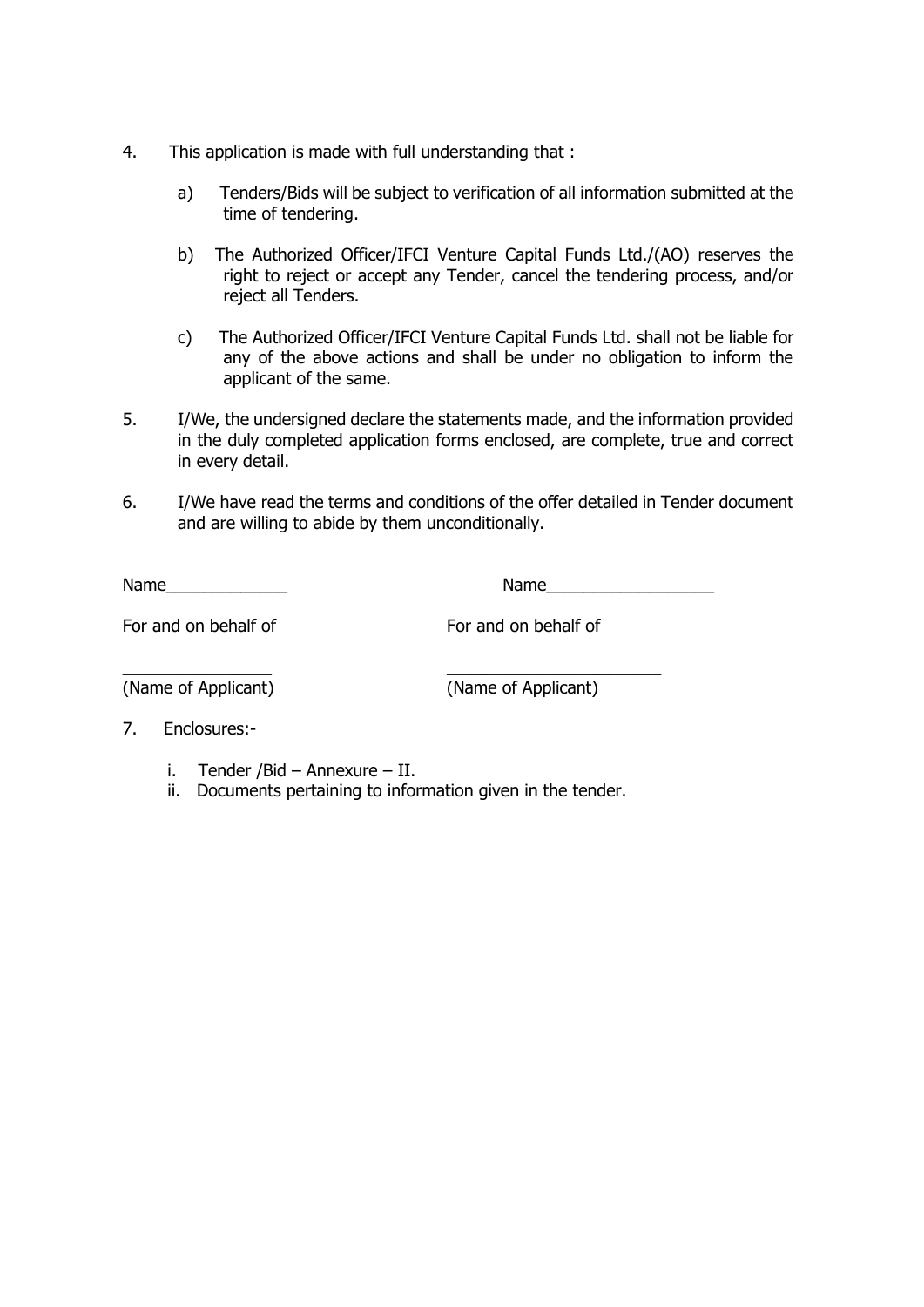4. This application is made with full understanding that :

   a) Tenders/Bids will be subject to verification of all information submitted at the time of tendering.

   b) The Authorized Officer/IFCI Venture Capital Funds Ltd./(AO) reserves the right to reject or accept any Tender, cancel the tendering process, and/or reject all Tenders.

   c) The Authorized Officer/IFCI Venture Capital Funds Ltd. shall not be liable for any of the above actions and shall be under no obligation to inform the applicant of the same.

5. I/We, the undersigned declare the statements made, and the information provided in the duly completed application forms enclosed, are complete, true and correct in every detail.

6. I/We have read the terms and conditions of the offer detailed in Tender document and are willing to abide by them unconditionally.

Name_____________ Name__________________

For and on behalf of For and on behalf of

________________ _______________________

(Name of Applicant) (Name of Applicant)

7. Enclosures:-

   i. Tender /Bid – Annexure – II.
   ii. Documents pertaining to information given in the tender.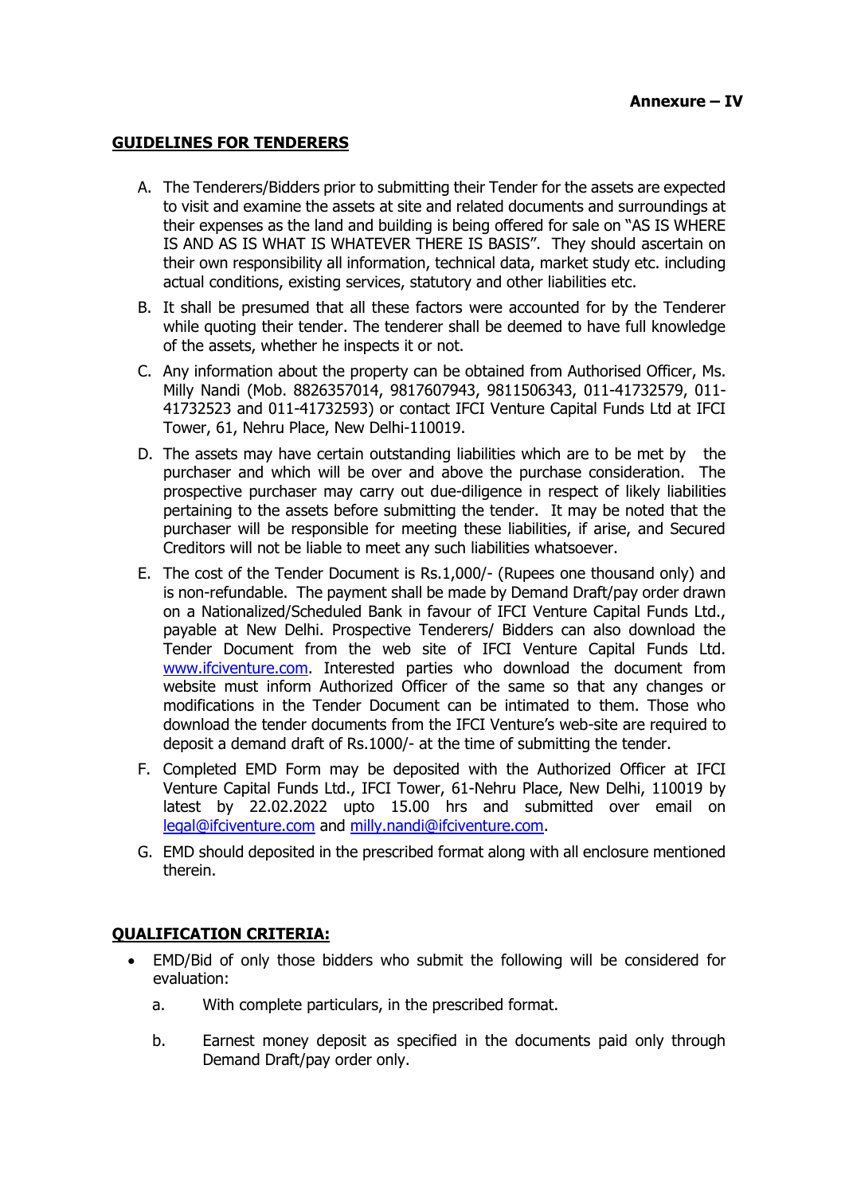**Annexure – IV**

## GUIDELINES FOR TENDERERS

A. The Tenderers/Bidders prior to submitting their Tender for the assets are expected to visit and examine the assets at site and related documents and surroundings at their expenses as the land and building is being offered for sale on "AS IS WHERE IS AND AS IS WHAT IS WHATEVER THERE IS BASIS". They should ascertain on their own responsibility all information, technical data, market study etc. including actual conditions, existing services, statutory and other liabilities etc.

B. It shall be presumed that all these factors were accounted for by the Tenderer while quoting their tender. The tenderer shall be deemed to have full knowledge of the assets, whether he inspects it or not.

C. Any information about the property can be obtained from Authorised Officer, Ms. Milly Nandi (Mob. 8826357014, 9817607943, 9811506343, 011-41732579, 011-41732523 and 011-41732593) or contact IFCI Venture Capital Funds Ltd at IFCI Tower, 61, Nehru Place, New Delhi-110019.

D. The assets may have certain outstanding liabilities which are to be met by the purchaser and which will be over and above the purchase consideration. The prospective purchaser may carry out due-diligence in respect of likely liabilities pertaining to the assets before submitting the tender. It may be noted that the purchaser will be responsible for meeting these liabilities, if arise, and Secured Creditors will not be liable to meet any such liabilities whatsoever.

E. The cost of the Tender Document is Rs.1,000/- (Rupees one thousand only) and is non-refundable. The payment shall be made by Demand Draft/pay order drawn on a Nationalized/Scheduled Bank in favour of IFCI Venture Capital Funds Ltd., payable at New Delhi. Prospective Tenderers/ Bidders can also download the Tender Document from the web site of IFCI Venture Capital Funds Ltd. www.ifciventure.com. Interested parties who download the document from website must inform Authorized Officer of the same so that any changes or modifications in the Tender Document can be intimated to them. Those who download the tender documents from the IFCI Venture's web-site are required to deposit a demand draft of Rs.1000/- at the time of submitting the tender.

F. Completed EMD Form may be deposited with the Authorized Officer at IFCI Venture Capital Funds Ltd., IFCI Tower, 61-Nehru Place, New Delhi, 110019 by latest by 22.02.2022 upto 15.00 hrs and submitted over email on legal@ifciventure.com and milly.nandi@ifciventure.com.

G. EMD should deposited in the prescribed format along with all enclosure mentioned therein.

## QUALIFICATION CRITERIA:

- EMD/Bid of only those bidders who submit the following will be considered for evaluation:
  - a. With complete particulars, in the prescribed format.
  - b. Earnest money deposit as specified in the documents paid only through Demand Draft/pay order only.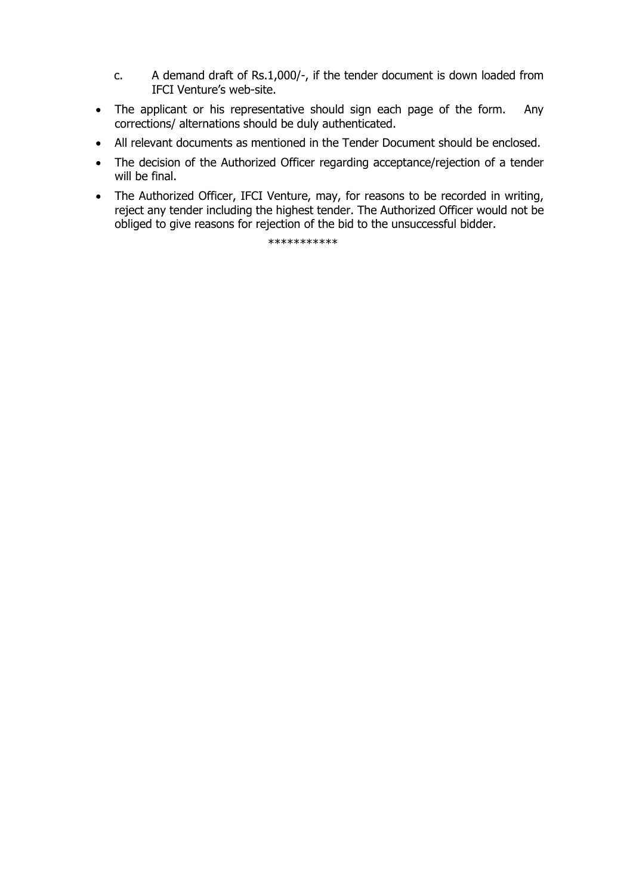c. A demand draft of Rs.1,000/-, if the tender document is down loaded from IFCI Venture's web-site.

- The applicant or his representative should sign each page of the form. Any corrections/ alternations should be duly authenticated.
- All relevant documents as mentioned in the Tender Document should be enclosed.
- The decision of the Authorized Officer regarding acceptance/rejection of a tender will be final.
- The Authorized Officer, IFCI Venture, may, for reasons to be recorded in writing, reject any tender including the highest tender. The Authorized Officer would not be obliged to give reasons for rejection of the bid to the unsuccessful bidder.

***********